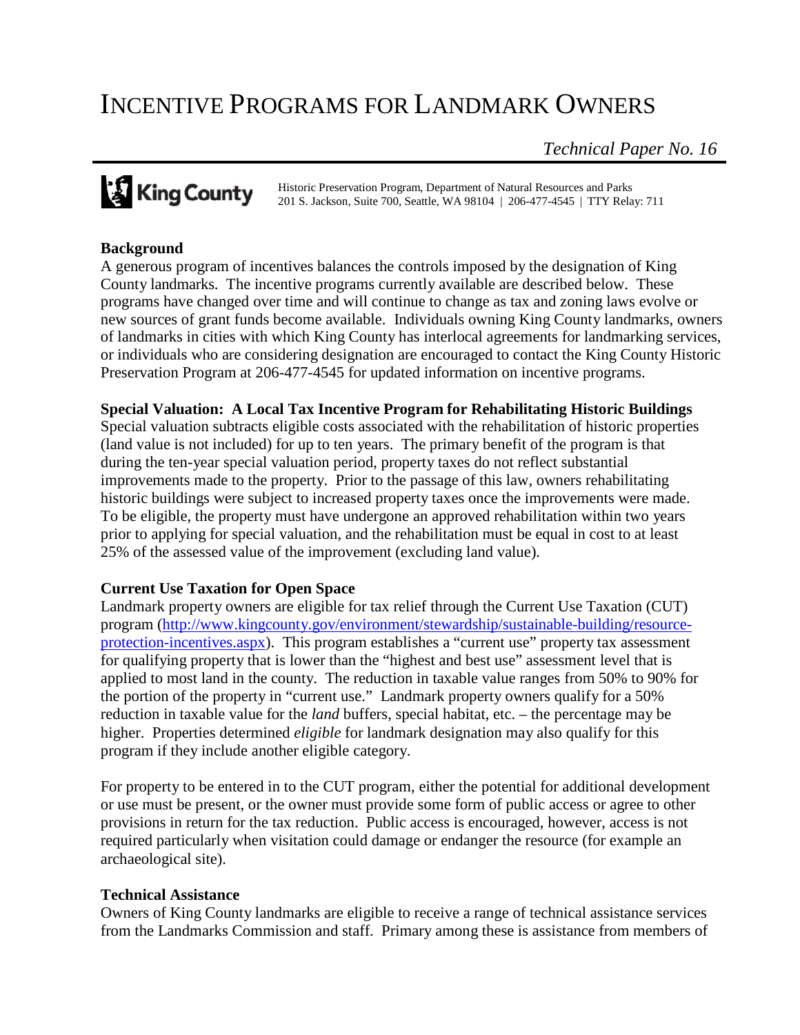# INCENTIVE PROGRAMS FOR LANDMARK OWNERS

*Technical Paper No. 16*

King County

Historic Preservation Program, Department of Natural Resources and Parks
201 S. Jackson, Suite 700, Seattle, WA 98104 | 206-477-4545 | TTY Relay: 711

**Background**

A generous program of incentives balances the controls imposed by the designation of King County landmarks. The incentive programs currently available are described below. These programs have changed over time and will continue to change as tax and zoning laws evolve or new sources of grant funds become available. Individuals owning King County landmarks, owners of landmarks in cities with which King County has interlocal agreements for landmarking services, or individuals who are considering designation are encouraged to contact the King County Historic Preservation Program at 206-477-4545 for updated information on incentive programs.

**Special Valuation: A Local Tax Incentive Program for Rehabilitating Historic Buildings**

Special valuation subtracts eligible costs associated with the rehabilitation of historic properties (land value is not included) for up to ten years. The primary benefit of the program is that during the ten-year special valuation period, property taxes do not reflect substantial improvements made to the property. Prior to the passage of this law, owners rehabilitating historic buildings were subject to increased property taxes once the improvements were made. To be eligible, the property must have undergone an approved rehabilitation within two years prior to applying for special valuation, and the rehabilitation must be equal in cost to at least 25% of the assessed value of the improvement (excluding land value).

**Current Use Taxation for Open Space**

Landmark property owners are eligible for tax relief through the Current Use Taxation (CUT) program ([http://www.kingcounty.gov/environment/stewardship/sustainable-building/resource-protection-incentives.aspx](http://www.kingcounty.gov/environment/stewardship/sustainable-building/resource-protection-incentives.aspx)). This program establishes a "current use" property tax assessment for qualifying property that is lower than the "highest and best use" assessment level that is applied to most land in the county. The reduction in taxable value ranges from 50% to 90% for the portion of the property in "current use." Landmark property owners qualify for a 50% reduction in taxable value for the *land* buffers, special habitat, etc. – the percentage may be higher. Properties determined *eligible* for landmark designation may also qualify for this program if they include another eligible category.

For property to be entered in to the CUT program, either the potential for additional development or use must be present, or the owner must provide some form of public access or agree to other provisions in return for the tax reduction. Public access is encouraged, however, access is not required particularly when visitation could damage or endanger the resource (for example an archaeological site).

**Technical Assistance**

Owners of King County landmarks are eligible to receive a range of technical assistance services from the Landmarks Commission and staff. Primary among these is assistance from members of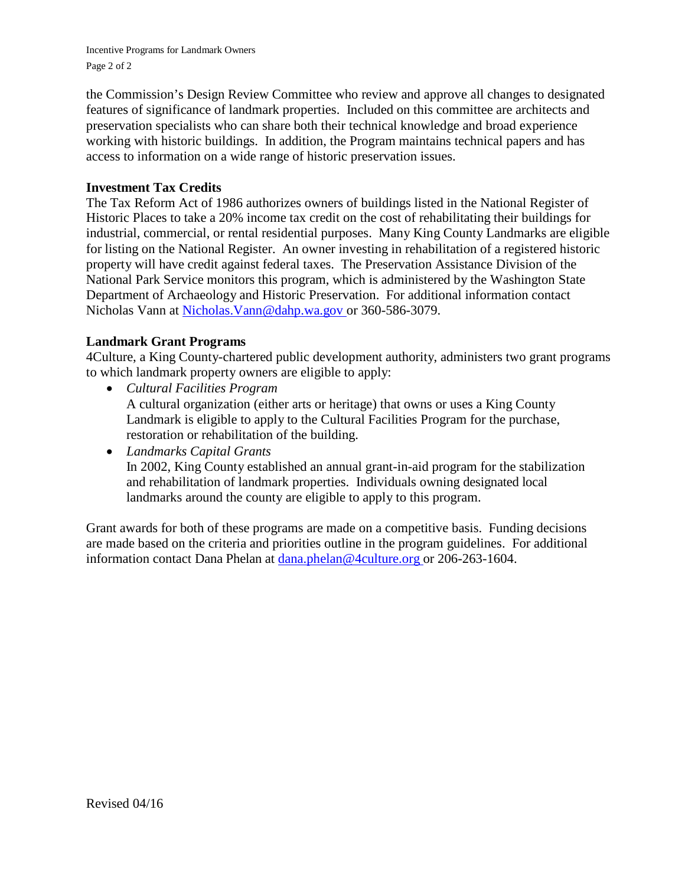the Commission's Design Review Committee who review and approve all changes to designated features of significance of landmark properties. Included on this committee are architects and preservation specialists who can share both their technical knowledge and broad experience working with historic buildings. In addition, the Program maintains technical papers and has access to information on a wide range of historic preservation issues.

**Investment Tax Credits**

The Tax Reform Act of 1986 authorizes owners of buildings listed in the National Register of Historic Places to take a 20% income tax credit on the cost of rehabilitating their buildings for industrial, commercial, or rental residential purposes. Many King County Landmarks are eligible for listing on the National Register. An owner investing in rehabilitation of a registered historic property will have credit against federal taxes. The Preservation Assistance Division of the National Park Service monitors this program, which is administered by the Washington State Department of Archaeology and Historic Preservation. For additional information contact Nicholas Vann at Nicholas.Vann@dahp.wa.gov or 360-586-3079.

**Landmark Grant Programs**

4Culture, a King County-chartered public development authority, administers two grant programs to which landmark property owners are eligible to apply:

- *Cultural Facilities Program*
  A cultural organization (either arts or heritage) that owns or uses a King County Landmark is eligible to apply to the Cultural Facilities Program for the purchase, restoration or rehabilitation of the building.
- *Landmarks Capital Grants*
  In 2002, King County established an annual grant-in-aid program for the stabilization and rehabilitation of landmark properties. Individuals owning designated local landmarks around the county are eligible to apply to this program.

Grant awards for both of these programs are made on a competitive basis. Funding decisions are made based on the criteria and priorities outline in the program guidelines. For additional information contact Dana Phelan at dana.phelan@4culture.org or 206-263-1604.

Revised 04/16